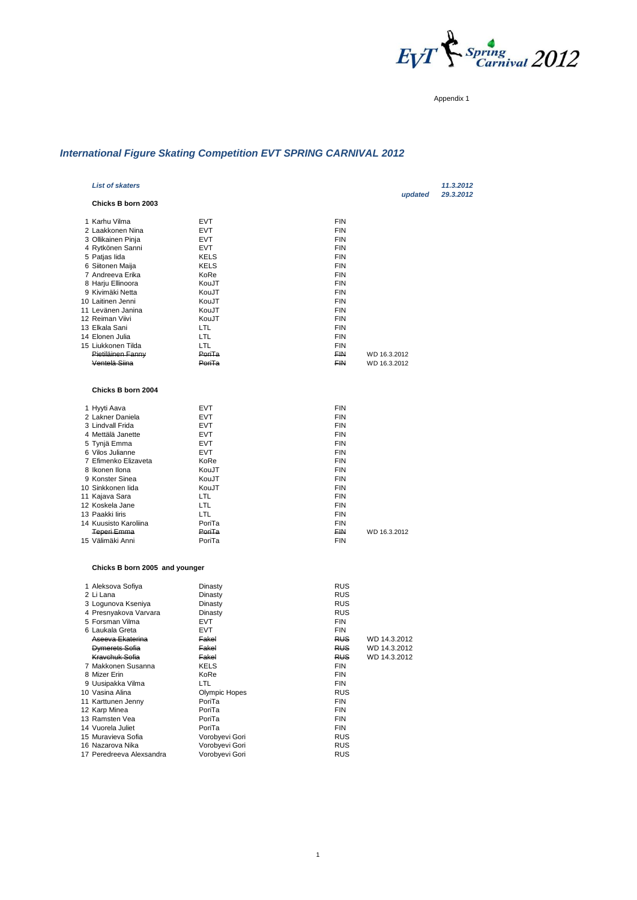EVT Spring Carnival 2012

Appendix 1

# International Figure Skating Competition EVT SPRING CARNIVAL 2012

*List of skaters*

| | *updated* | *11.3.2012* |
|---|---|---|
| | | *29.3.2012* |

### Chicks B born 2003

| # | Name | Club | Nation | Note |
|---|---|---|---|---|
| 1 | Karhu Vilma | EVT | FIN | |
| 2 | Laakkonen Nina | EVT | FIN | |
| 3 | Ollikainen Pinja | EVT | FIN | |
| 4 | Rytkönen Sanni | EVT | FIN | |
| 5 | Patjas Iida | KELS | FIN | |
| 6 | Siitonen Maija | KELS | FIN | |
| 7 | Andreeva Erika | KoRe | FIN | |
| 8 | Harju Ellinoora | KouJT | FIN | |
| 9 | Kivimäki Netta | KouJT | FIN | |
| 10 | Laitinen Jenni | KouJT | FIN | |
| 11 | Levänen Janina | KouJT | FIN | |
| 12 | Reiman Viivi | KouJT | FIN | |
| 13 | Elkala Sani | LTL | FIN | |
| 14 | Elonen Julia | LTL | FIN | |
| 15 | Liukkonen Tilda | LTL | FIN | |
| | ~~Pietiläinen Fanny~~ | ~~PoriTa~~ | ~~FIN~~ | WD 16.3.2012 |
| | ~~Ventelä Siina~~ | ~~PoriTa~~ | ~~FIN~~ | WD 16.3.2012 |

### Chicks B born 2004

| # | Name | Club | Nation | Note |
|---|---|---|---|---|
| 1 | Hyyti Aava | EVT | FIN | |
| 2 | Lakner Daniela | EVT | FIN | |
| 3 | Lindvall Frida | EVT | FIN | |
| 4 | Mettälä Janette | EVT | FIN | |
| 5 | Tynjä Emma | EVT | FIN | |
| 6 | Vilos Julianne | EVT | FIN | |
| 7 | Efimenko Elizaveta | KoRe | FIN | |
| 8 | Ikonen Ilona | KouJT | FIN | |
| 9 | Konster Sinea | KouJT | FIN | |
| 10 | Sinkkonen Iida | KouJT | FIN | |
| 11 | Kajava Sara | LTL | FIN | |
| 12 | Koskela Jane | LTL | FIN | |
| 13 | Paakki Iiris | LTL | FIN | |
| 14 | Kuusisto Karoliina | PoriTa | FIN | |
| | ~~Teperi Emma~~ | ~~PoriTa~~ | ~~FIN~~ | WD 16.3.2012 |
| 15 | Välimäki Anni | PoriTa | FIN | |

### Chicks B born 2005 and younger

| # | Name | Club | Nation | Note |
|---|---|---|---|---|
| 1 | Aleksova Sofiya | Dinasty | RUS | |
| 2 | Li Lana | Dinasty | RUS | |
| 3 | Logunova Kseniya | Dinasty | RUS | |
| 4 | Presnyakova Varvara | Dinasty | RUS | |
| 5 | Forsman Vilma | EVT | FIN | |
| 6 | Laukala Greta | EVT | FIN | |
| | ~~Aseeva Ekaterina~~ | ~~Fakel~~ | ~~RUS~~ | WD 14.3.2012 |
| | ~~Dymerets Sofia~~ | ~~Fakel~~ | ~~RUS~~ | WD 14.3.2012 |
| | ~~Kravchuk Sofia~~ | ~~Fakel~~ | ~~RUS~~ | WD 14.3.2012 |
| 7 | Makkonen Susanna | KELS | FIN | |
| 8 | Mizer Erin | KoRe | FIN | |
| 9 | Uusipakka Vilma | LTL | FIN | |
| 10 | Vasina Alina | Olympic Hopes | RUS | |
| 11 | Karttunen Jenny | PoriTa | FIN | |
| 12 | Karp Minea | PoriTa | FIN | |
| 13 | Ramsten Vea | PoriTa | FIN | |
| 14 | Vuorela Juliet | PoriTa | FIN | |
| 15 | Muravieva Sofia | Vorobyevi Gori | RUS | |
| 16 | Nazarova Nika | Vorobyevi Gori | RUS | |
| 17 | Peredreeva Alexsandra | Vorobyevi Gori | RUS | |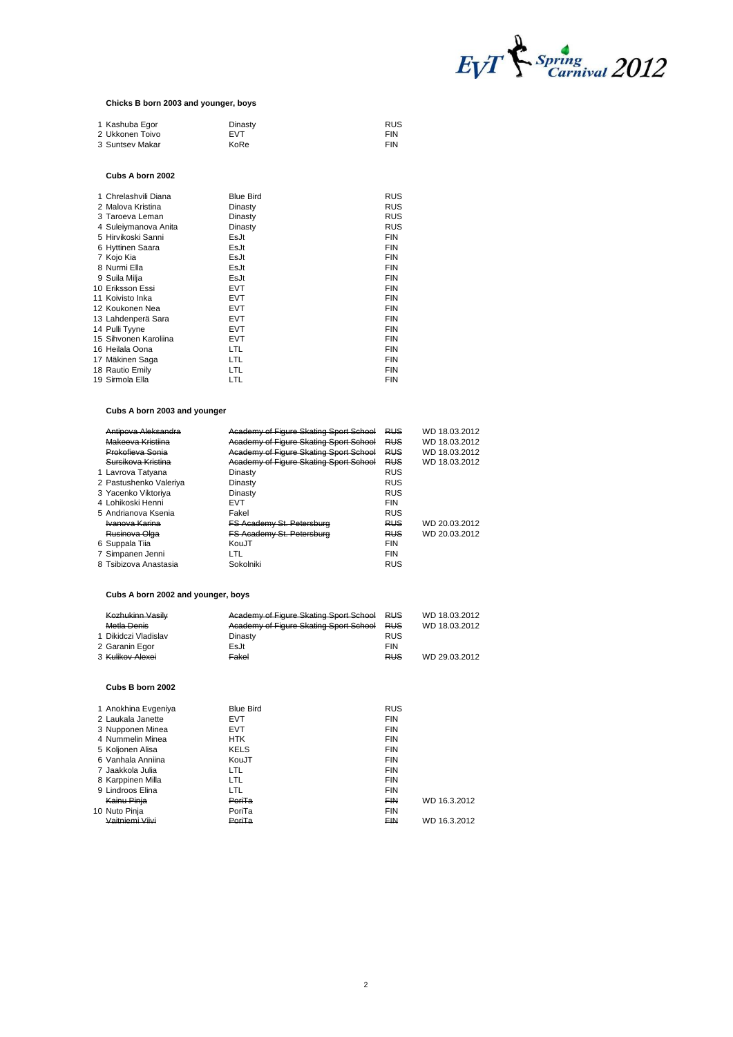### Chicks B born 2003 and younger, boys

| | Name | Club | Nation | |
|---|---|---|---|---|
| 1 | Kashuba Egor | Dinasty | RUS | |
| 2 | Ukkonen Toivo | EVT | FIN | |
| 3 | Suntsev Makar | KoRe | FIN | |

### Cubs A born 2002

| | Name | Club | Nation | |
|---|---|---|---|---|
| 1 | Chrelashvili Diana | Blue Bird | RUS | |
| 2 | Malova Kristina | Dinasty | RUS | |
| 3 | Taroeva Leman | Dinasty | RUS | |
| 4 | Suleiymanova Anita | Dinasty | RUS | |
| 5 | Hirvikoski Sanni | EsJt | FIN | |
| 6 | Hyttinen Saara | EsJt | FIN | |
| 7 | Kojo Kia | EsJt | FIN | |
| 8 | Nurmi Ella | EsJt | FIN | |
| 9 | Suila Milja | EsJt | FIN | |
| 10 | Eriksson Essi | EVT | FIN | |
| 11 | Koivisto Inka | EVT | FIN | |
| 12 | Koukonen Nea | EVT | FIN | |
| 13 | Lahdenperä Sara | EVT | FIN | |
| 14 | Pulli Tyyne | EVT | FIN | |
| 15 | Sihvonen Karoliina | EVT | FIN | |
| 16 | Heilala Oona | LTL | FIN | |
| 17 | Mäkinen Saga | LTL | FIN | |
| 18 | Rautio Emily | LTL | FIN | |
| 19 | Sirmola Ella | LTL | FIN | |

### Cubs A born 2003 and younger

| | Name | Club | Nation | |
|---|---|---|---|---|
| | ~~Antipova Aleksandra~~ | ~~Academy of Figure Skating Sport School~~ | ~~RUS~~ | WD 18.03.2012 |
| | ~~Makeeva Kristiina~~ | ~~Academy of Figure Skating Sport School~~ | ~~RUS~~ | WD 18.03.2012 |
| | ~~Prokofieva Sonia~~ | ~~Academy of Figure Skating Sport School~~ | ~~RUS~~ | WD 18.03.2012 |
| | ~~Sursikova Kristina~~ | ~~Academy of Figure Skating Sport School~~ | ~~RUS~~ | WD 18.03.2012 |
| 1 | Lavrova Tatyana | Dinasty | RUS | |
| 2 | Pastushenko Valeriya | Dinasty | RUS | |
| 3 | Yacenko Viktoriya | Dinasty | RUS | |
| 4 | Lohikoski Henni | EVT | FIN | |
| 5 | Andrianova Ksenia | Fakel | RUS | |
| | ~~Ivanova Karina~~ | ~~FS Academy St. Petersburg~~ | ~~RUS~~ | WD 20.03.2012 |
| | ~~Rusinova Olga~~ | ~~FS Academy St. Petersburg~~ | ~~RUS~~ | WD 20.03.2012 |
| 6 | Suppala Tiia | KouJT | FIN | |
| 7 | Simpanen Jenni | LTL | FIN | |
| 8 | Tsibizova Anastasia | Sokolniki | RUS | |

### Cubs A born 2002 and younger, boys

| | Name | Club | Nation | |
|---|---|---|---|---|
| | ~~Kozhukinn Vasily~~ | ~~Academy of Figure Skating Sport School~~ | ~~RUS~~ | WD 18.03.2012 |
| | ~~Metla Denis~~ | ~~Academy of Figure Skating Sport School~~ | ~~RUS~~ | WD 18.03.2012 |
| 1 | Dikidczi Vladislav | Dinasty | RUS | |
| 2 | Garanin Egor | EsJt | FIN | |
| 3 | ~~Kulikov Alexei~~ | ~~Fakel~~ | ~~RUS~~ | WD 29.03.2012 |

### Cubs B born 2002

| | Name | Club | Nation | |
|---|---|---|---|---|
| 1 | Anokhina Evgeniya | Blue Bird | RUS | |
| 2 | Laukala Janette | EVT | FIN | |
| 3 | Nupponen Minea | EVT | FIN | |
| 4 | Nummelin Minea | HTK | FIN | |
| 5 | Koljonen Alisa | KELS | FIN | |
| 6 | Vanhala Anniina | KouJT | FIN | |
| 7 | Jaakkola Julia | LTL | FIN | |
| 8 | Karppinen Milla | LTL | FIN | |
| 9 | Lindroos Elina | LTL | FIN | |
| | ~~Kainu Pinja~~ | ~~PoriTa~~ | ~~FIN~~ | WD 16.3.2012 |
| 10 | Nuto Pinja | PoriTa | FIN | |
| | ~~Vaitniemi Viivi~~ | ~~PoriTa~~ | ~~FIN~~ | WD 16.3.2012 |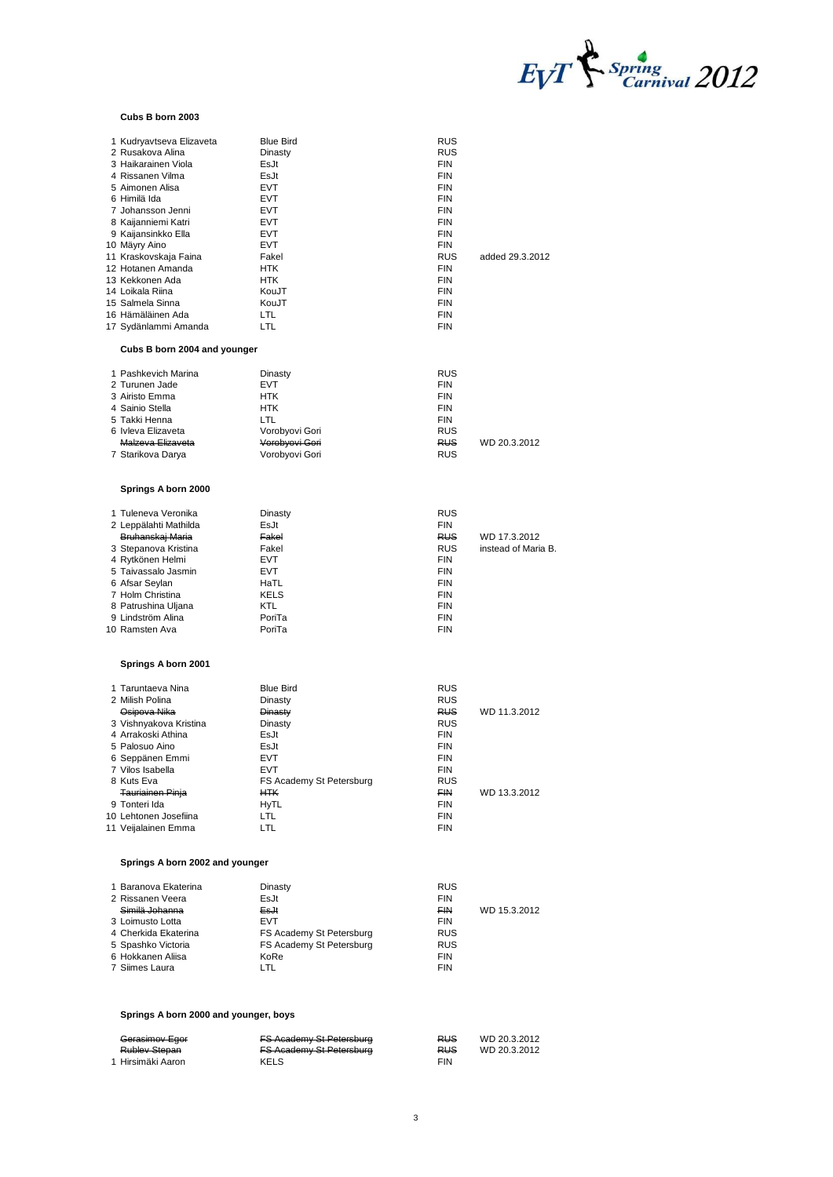EVT Spring Carnival 2012

**Cubs B born 2003**

| | Name | Club | Nation | Note |
|---|---|---|---|---|
| 1 | Kudryavtseva Elizaveta | Blue Bird | RUS | |
| 2 | Rusakova Alina | Dinasty | RUS | |
| 3 | Haikarainen Viola | EsJt | FIN | |
| 4 | Rissanen Vilma | EsJt | FIN | |
| 5 | Aimonen Alisa | EVT | FIN | |
| 6 | Himilä Ida | EVT | FIN | |
| 7 | Johansson Jenni | EVT | FIN | |
| 8 | Kaijanniemi Katri | EVT | FIN | |
| 9 | Kaijansinkko Ella | EVT | FIN | |
| 10 | Mäyry Aino | EVT | FIN | |
| 11 | Kraskovskaja Faina | Fakel | RUS | added 29.3.2012 |
| 12 | Hotanen Amanda | HTK | FIN | |
| 13 | Kekkonen Ada | HTK | FIN | |
| 14 | Loikala Riina | KouJT | FIN | |
| 15 | Salmela Sinna | KouJT | FIN | |
| 16 | Hämäläinen Ada | LTL | FIN | |
| 17 | Sydänlammi Amanda | LTL | FIN | |

**Cubs B born 2004 and younger**

| | Name | Club | Nation | Note |
|---|---|---|---|---|
| 1 | Pashkevich Marina | Dinasty | RUS | |
| 2 | Turunen Jade | EVT | FIN | |
| 3 | Airisto Emma | HTK | FIN | |
| 4 | Sainio Stella | HTK | FIN | |
| 5 | Takki Henna | LTL | FIN | |
| 6 | Ivleva Elizaveta | Vorobyovi Gori | RUS | |
| | ~~Malzeva Elizaveta~~ | ~~Vorobyovi Gori~~ | ~~RUS~~ | WD 20.3.2012 |
| 7 | Starikova Darya | Vorobyovi Gori | RUS | |

**Springs A born 2000**

| | Name | Club | Nation | Note |
|---|---|---|---|---|
| 1 | Tuleneva Veronika | Dinasty | RUS | |
| 2 | Leppälahti Mathilda | EsJt | FIN | |
| | ~~Bruhanskaj Maria~~ | ~~Fakel~~ | ~~RUS~~ | WD 17.3.2012 |
| 3 | Stepanova Kristina | Fakel | RUS | instead of Maria B. |
| 4 | Rytkönen Helmi | EVT | FIN | |
| 5 | Taivassalo Jasmin | EVT | FIN | |
| 6 | Afsar Seylan | HaTL | FIN | |
| 7 | Holm Christina | KELS | FIN | |
| 8 | Patrushina Uljana | KTL | FIN | |
| 9 | Lindström Alina | PoriTa | FIN | |
| 10 | Ramsten Ava | PoriTa | FIN | |

**Springs A born 2001**

| | Name | Club | Nation | Note |
|---|---|---|---|---|
| 1 | Taruntaeva Nina | Blue Bird | RUS | |
| 2 | Milish Polina | Dinasty | RUS | |
| | ~~Osipova Nika~~ | ~~Dinasty~~ | ~~RUS~~ | WD 11.3.2012 |
| 3 | Vishnyakova Kristina | Dinasty | RUS | |
| 4 | Arrakoski Athina | EsJt | FIN | |
| 5 | Palosuo Aino | EsJt | FIN | |
| 6 | Seppänen Emmi | EVT | FIN | |
| 7 | Vilos Isabella | EVT | FIN | |
| 8 | Kuts Eva | FS Academy St Petersburg | RUS | |
| | ~~Tauriainen Pinja~~ | ~~HTK~~ | ~~FIN~~ | WD 13.3.2012 |
| 9 | Tonteri Ida | HyTL | FIN | |
| 10 | Lehtonen Josefiina | LTL | FIN | |
| 11 | Veijalainen Emma | LTL | FIN | |

**Springs A born 2002 and younger**

| | Name | Club | Nation | Note |
|---|---|---|---|---|
| 1 | Baranova Ekaterina | Dinasty | RUS | |
| 2 | Rissanen Veera | EsJt | FIN | |
| | ~~Similä Johanna~~ | ~~EsJt~~ | ~~FIN~~ | WD 15.3.2012 |
| 3 | Loimusto Lotta | EVT | FIN | |
| 4 | Cherkida Ekaterina | FS Academy St Petersburg | RUS | |
| 5 | Spashko Victoria | FS Academy St Petersburg | RUS | |
| 6 | Hokkanen Aliisa | KoRe | FIN | |
| 7 | Siimes Laura | LTL | FIN | |

**Springs A born 2000 and younger, boys**

| | Name | Club | Nation | Note |
|---|---|---|---|---|
| | ~~Gerasimov Egor~~ | ~~FS Academy St Petersburg~~ | ~~RUS~~ | WD 20.3.2012 |
| | ~~Rublev Stepan~~ | ~~FS Academy St Petersburg~~ | ~~RUS~~ | WD 20.3.2012 |
| 1 | Hirsimäki Aaron | KELS | FIN | |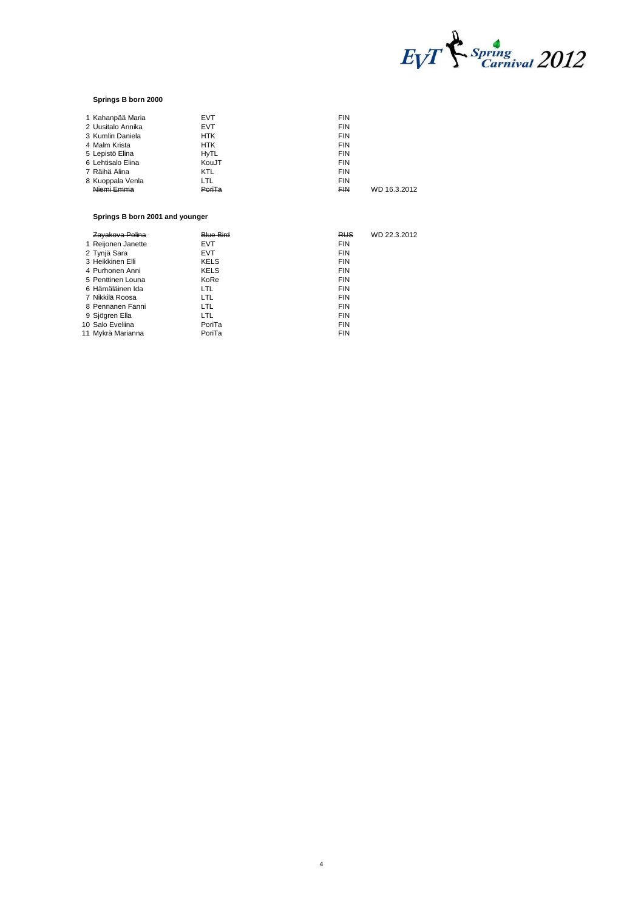## Springs B born 2000

| | Name | Club | Nation | |
|---|---|---|---|---|
| 1 | Kahanpää Maria | EVT | FIN | |
| 2 | Uusitalo Annika | EVT | FIN | |
| 3 | Kumlin Daniela | HTK | FIN | |
| 4 | Malm Krista | HTK | FIN | |
| 5 | Lepistö Elina | HyTL | FIN | |
| 6 | Lehtisalo Elina | KouJT | FIN | |
| 7 | Räihä Alina | KTL | FIN | |
| 8 | Kuoppala Venla | LTL | FIN | |
| | ~~Niemi Emma~~ | ~~PoriTa~~ | ~~FIN~~ | WD 16.3.2012 |

## Springs B born 2001 and younger

| | Name | Club | Nation | |
|---|---|---|---|---|
| | ~~Zayakova Polina~~ | ~~Blue Bird~~ | ~~RUS~~ | WD 22.3.2012 |
| 1 | Reijonen Janette | EVT | FIN | |
| 2 | Tynjä Sara | EVT | FIN | |
| 3 | Heikkinen Elli | KELS | FIN | |
| 4 | Purhonen Anni | KELS | FIN | |
| 5 | Penttinen Louna | KoRe | FIN | |
| 6 | Hämäläinen Ida | LTL | FIN | |
| 7 | Nikkilä Roosa | LTL | FIN | |
| 8 | Pennanen Fanni | LTL | FIN | |
| 9 | Sjögren Ella | LTL | FIN | |
| 10 | Salo Eveliina | PoriTa | FIN | |
| 11 | Mykrä Marianna | PoriTa | FIN | |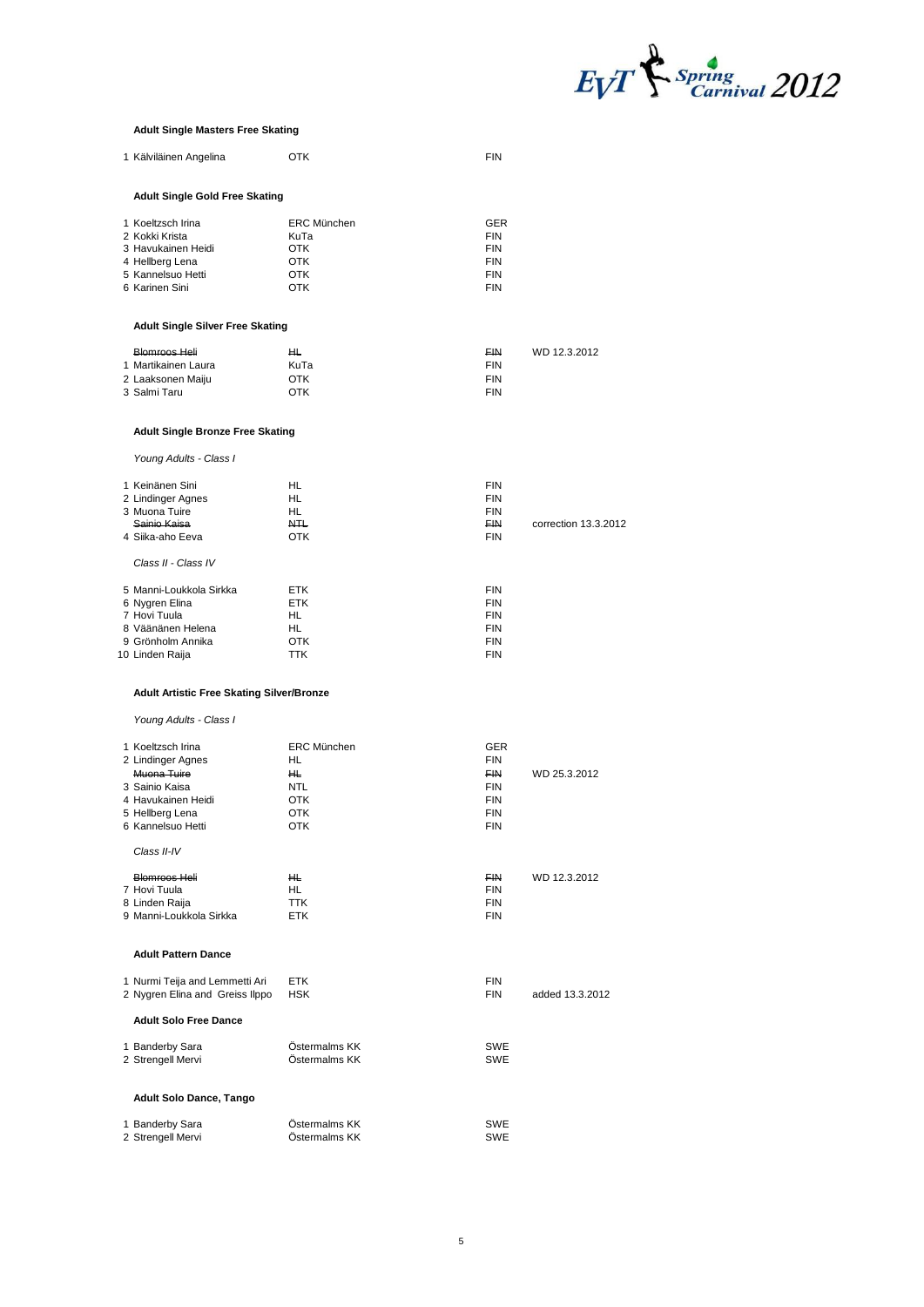### Adult Single Masters Free Skating

| | | | |
|---|---|---|---|
| 1 | Kälviläinen Angelina | OTK | FIN |

### Adult Single Gold Free Skating

| | | | |
|---|---|---|---|
| 1 | Koeltzsch Irina | ERC München | GER |
| 2 | Kokki Krista | KuTa | FIN |
| 3 | Havukainen Heidi | OTK | FIN |
| 4 | Hellberg Lena | OTK | FIN |
| 5 | Kannelsuo Hetti | OTK | FIN |
| 6 | Karinen Sini | OTK | FIN |

### Adult Single Silver Free Skating

| | | | | |
|---|---|---|---|---|
| | ~~Blomroos Heli~~ | ~~HL~~ | ~~FIN~~ | WD 12.3.2012 |
| 1 | Martikainen Laura | KuTa | FIN | |
| 2 | Laaksonen Maiju | OTK | FIN | |
| 3 | Salmi Taru | OTK | FIN | |

### Adult Single Bronze Free Skating

*Young Adults - Class I*

| | | | | |
|---|---|---|---|---|
| 1 | Keinänen Sini | HL | FIN | |
| 2 | Lindinger Agnes | HL | FIN | |
| 3 | Muona Tuire | HL | FIN | |
| | ~~Sainio Kaisa~~ | ~~NTL~~ | ~~FIN~~ | correction 13.3.2012 |
| 4 | Siika-aho Eeva | OTK | FIN | |

*Class II - Class IV*

| | | | |
|---|---|---|---|
| 5 | Manni-Loukkola Sirkka | ETK | FIN |
| 6 | Nygren Elina | ETK | FIN |
| 7 | Hovi Tuula | HL | FIN |
| 8 | Väänänen Helena | HL | FIN |
| 9 | Grönholm Annika | OTK | FIN |
| 10 | Linden Raija | TTK | FIN |

### Adult Artistic Free Skating Silver/Bronze

*Young Adults - Class I*

| | | | | |
|---|---|---|---|---|
| 1 | Koeltzsch Irina | ERC München | GER | |
| 2 | Lindinger Agnes | HL | FIN | |
| | ~~Muona Tuire~~ | ~~HL~~ | ~~FIN~~ | WD 25.3.2012 |
| 3 | Sainio Kaisa | NTL | FIN | |
| 4 | Havukainen Heidi | OTK | FIN | |
| 5 | Hellberg Lena | OTK | FIN | |
| 6 | Kannelsuo Hetti | OTK | FIN | |

*Class II-IV*

| | | | | |
|---|---|---|---|---|
| | ~~Blomroos Heli~~ | ~~HL~~ | ~~FIN~~ | WD 12.3.2012 |
| 7 | Hovi Tuula | HL | FIN | |
| 8 | Linden Raija | TTK | FIN | |
| 9 | Manni-Loukkola Sirkka | ETK | FIN | |

### Adult Pattern Dance

| | | | | |
|---|---|---|---|---|
| 1 | Nurmi Teija and Lemmetti Ari | ETK | FIN | |
| 2 | Nygren Elina and Greiss Ilppo | HSK | FIN | added 13.3.2012 |

### Adult Solo Free Dance

| | | | |
|---|---|---|---|
| 1 | Banderby Sara | Östermalms KK | SWE |
| 2 | Strengell Mervi | Östermalms KK | SWE |

### Adult Solo Dance, Tango

| | | | |
|---|---|---|---|
| 1 | Banderby Sara | Östermalms KK | SWE |
| 2 | Strengell Mervi | Östermalms KK | SWE |